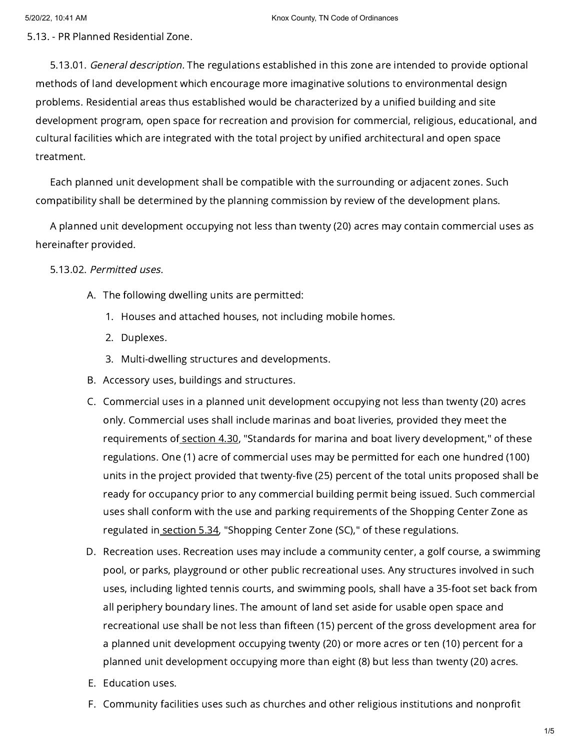# 5.13. - PR Planned Residential Zone.

5.13.01. *General description.* The regulations established in this zone are intended to provide optional methods of land development which encourage more imaginative solutions to environmental design problems. Residential areas thus established would be characterized by a unified building and site development program, open space for recreation and provision for commercial, religious, educational, and cultural facilities which are integrated with the total project by unified architectural and open space treatment.

Each planned unit development shall be compatible with the surrounding or adjacent zones. Such compatibility shall be determined by the planning commission by review of the development plans.

A planned unit development occupying not less than twenty (20) acres may contain commercial uses as hereinafter provided.

5.13.02. *Permitted uses.*

A. The following dwelling units are permitted:
   1. Houses and attached houses, not including mobile homes.
   2. Duplexes.
   3. Multi-dwelling structures and developments.

B. Accessory uses, buildings and structures.

C. Commercial uses in a planned unit development occupying not less than twenty (20) acres only. Commercial uses shall include marinas and boat liveries, provided they meet the requirements of section 4.30, "Standards for marina and boat livery development," of these regulations. One (1) acre of commercial uses may be permitted for each one hundred (100) units in the project provided that twenty-five (25) percent of the total units proposed shall be ready for occupancy prior to any commercial building permit being issued. Such commercial uses shall conform with the use and parking requirements of the Shopping Center Zone as regulated in section 5.34, "Shopping Center Zone (SC)," of these regulations.

D. Recreation uses. Recreation uses may include a community center, a golf course, a swimming pool, or parks, playground or other public recreational uses. Any structures involved in such uses, including lighted tennis courts, and swimming pools, shall have a 35-foot set back from all periphery boundary lines. The amount of land set aside for usable open space and recreational use shall be not less than fifteen (15) percent of the gross development area for a planned unit development occupying twenty (20) or more acres or ten (10) percent for a planned unit development occupying more than eight (8) but less than twenty (20) acres.

E. Education uses.

F. Community facilities uses such as churches and other religious institutions and nonprofit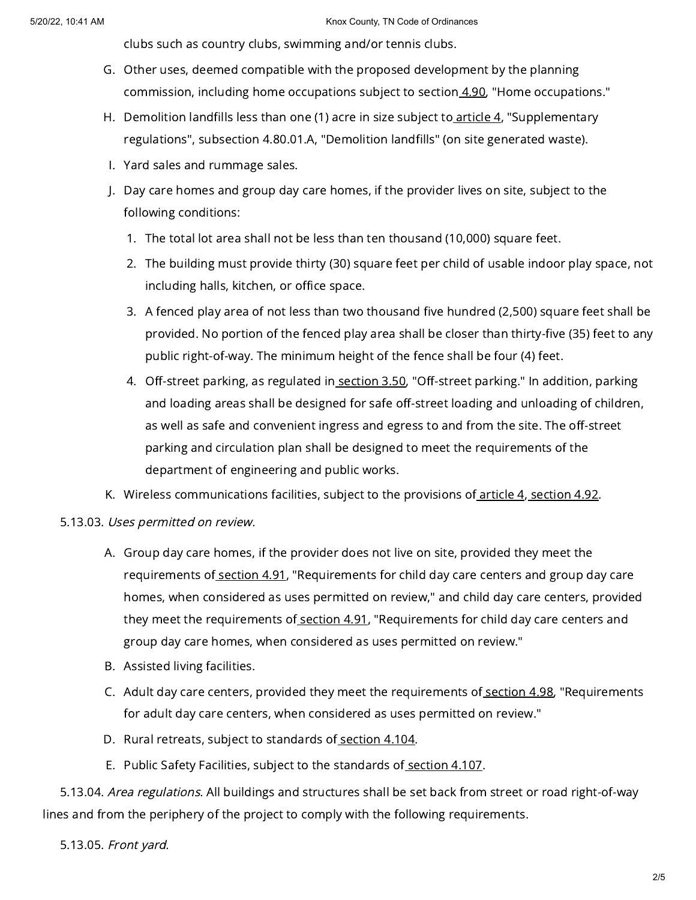clubs such as country clubs, swimming and/or tennis clubs.

G. Other uses, deemed compatible with the proposed development by the planning commission, including home occupations subject to section 4.90, "Home occupations."

H. Demolition landfills less than one (1) acre in size subject to article 4, "Supplementary regulations", subsection 4.80.01.A, "Demolition landfills" (on site generated waste).

I. Yard sales and rummage sales.

J. Day care homes and group day care homes, if the provider lives on site, subject to the following conditions:

1. The total lot area shall not be less than ten thousand (10,000) square feet.
2. The building must provide thirty (30) square feet per child of usable indoor play space, not including halls, kitchen, or office space.
3. A fenced play area of not less than two thousand five hundred (2,500) square feet shall be provided. No portion of the fenced play area shall be closer than thirty-five (35) feet to any public right-of-way. The minimum height of the fence shall be four (4) feet.
4. Off-street parking, as regulated in section 3.50, "Off-street parking." In addition, parking and loading areas shall be designed for safe off-street loading and unloading of children, as well as safe and convenient ingress and egress to and from the site. The off-street parking and circulation plan shall be designed to meet the requirements of the department of engineering and public works.

K. Wireless communications facilities, subject to the provisions of article 4, section 4.92.

5.13.03. *Uses permitted on review.*

A. Group day care homes, if the provider does not live on site, provided they meet the requirements of section 4.91, "Requirements for child day care centers and group day care homes, when considered as uses permitted on review," and child day care centers, provided they meet the requirements of section 4.91, "Requirements for child day care centers and group day care homes, when considered as uses permitted on review."

B. Assisted living facilities.

C. Adult day care centers, provided they meet the requirements of section 4.98, "Requirements for adult day care centers, when considered as uses permitted on review."

D. Rural retreats, subject to standards of section 4.104.

E. Public Safety Facilities, subject to the standards of section 4.107.

5.13.04. *Area regulations.* All buildings and structures shall be set back from street or road right-of-way lines and from the periphery of the project to comply with the following requirements.

5.13.05. *Front yard.*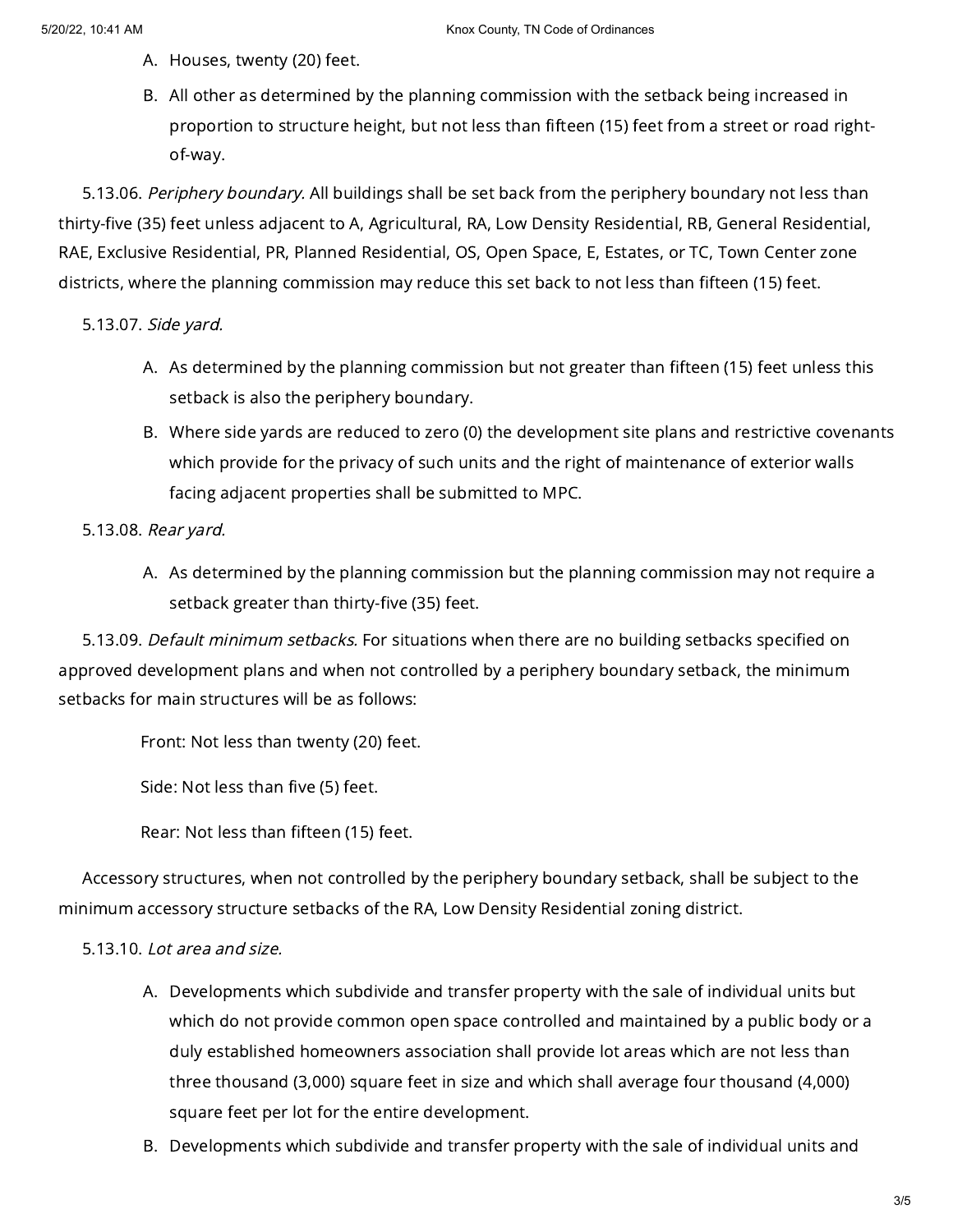A. Houses, twenty (20) feet.

B. All other as determined by the planning commission with the setback being increased in proportion to structure height, but not less than fifteen (15) feet from a street or road right-of-way.

5.13.06. *Periphery boundary.* All buildings shall be set back from the periphery boundary not less than thirty-five (35) feet unless adjacent to A, Agricultural, RA, Low Density Residential, RB, General Residential, RAE, Exclusive Residential, PR, Planned Residential, OS, Open Space, E, Estates, or TC, Town Center zone districts, where the planning commission may reduce this set back to not less than fifteen (15) feet.

5.13.07. *Side yard.*

A. As determined by the planning commission but not greater than fifteen (15) feet unless this setback is also the periphery boundary.

B. Where side yards are reduced to zero (0) the development site plans and restrictive covenants which provide for the privacy of such units and the right of maintenance of exterior walls facing adjacent properties shall be submitted to MPC.

5.13.08. *Rear yard.*

A. As determined by the planning commission but the planning commission may not require a setback greater than thirty-five (35) feet.

5.13.09. *Default minimum setbacks.* For situations when there are no building setbacks specified on approved development plans and when not controlled by a periphery boundary setback, the minimum setbacks for main structures will be as follows:

Front: Not less than twenty (20) feet.

Side: Not less than five (5) feet.

Rear: Not less than fifteen (15) feet.

Accessory structures, when not controlled by the periphery boundary setback, shall be subject to the minimum accessory structure setbacks of the RA, Low Density Residential zoning district.

5.13.10. *Lot area and size.*

A. Developments which subdivide and transfer property with the sale of individual units but which do not provide common open space controlled and maintained by a public body or a duly established homeowners association shall provide lot areas which are not less than three thousand (3,000) square feet in size and which shall average four thousand (4,000) square feet per lot for the entire development.

B. Developments which subdivide and transfer property with the sale of individual units and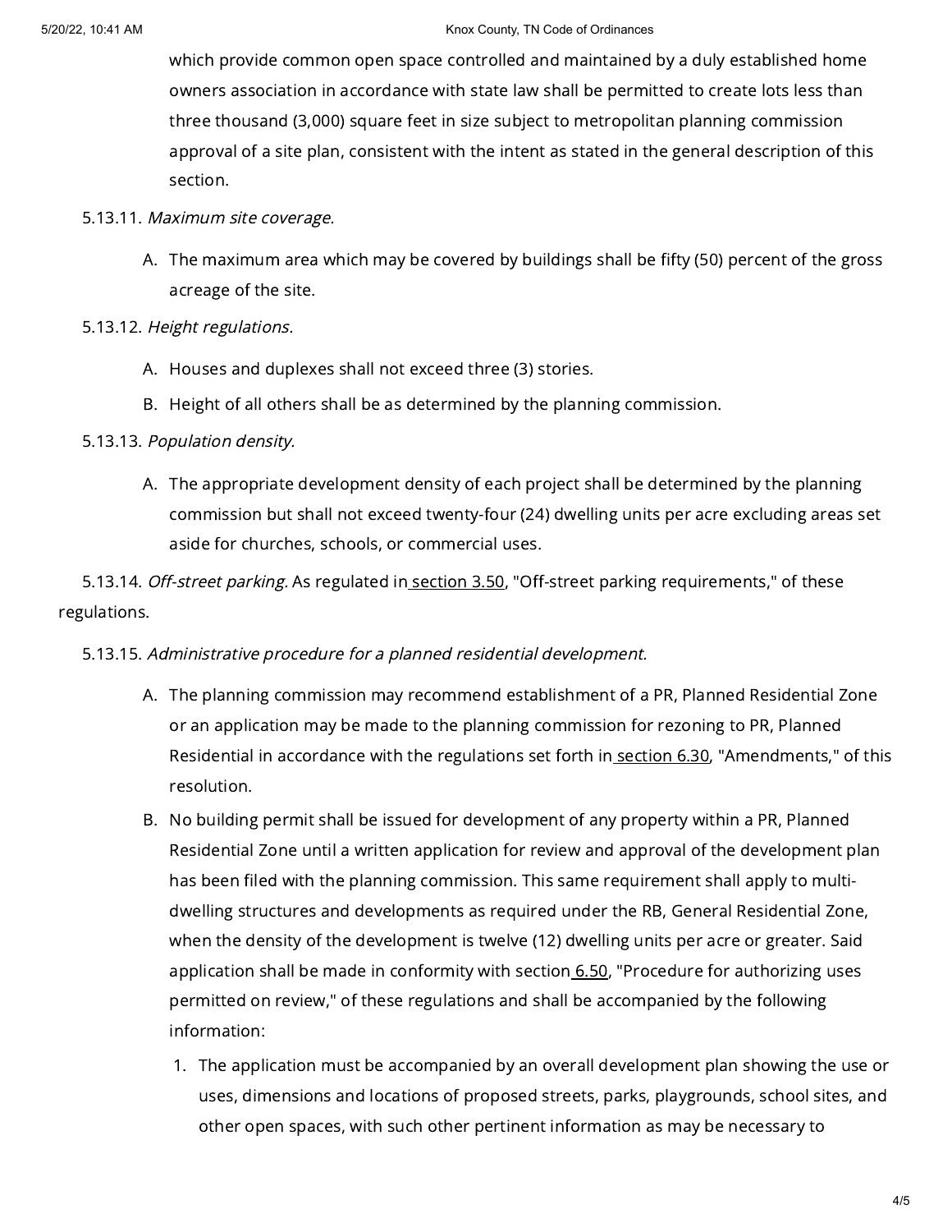which provide common open space controlled and maintained by a duly established home owners association in accordance with state law shall be permitted to create lots less than three thousand (3,000) square feet in size subject to metropolitan planning commission approval of a site plan, consistent with the intent as stated in the general description of this section.

5.13.11. *Maximum site coverage.*

A. The maximum area which may be covered by buildings shall be fifty (50) percent of the gross acreage of the site.

5.13.12. *Height regulations.*

A. Houses and duplexes shall not exceed three (3) stories.

B. Height of all others shall be as determined by the planning commission.

5.13.13. *Population density.*

A. The appropriate development density of each project shall be determined by the planning commission but shall not exceed twenty-four (24) dwelling units per acre excluding areas set aside for churches, schools, or commercial uses.

5.13.14. *Off-street parking.* As regulated in section 3.50, "Off-street parking requirements," of these regulations.

5.13.15. *Administrative procedure for a planned residential development.*

A. The planning commission may recommend establishment of a PR, Planned Residential Zone or an application may be made to the planning commission for rezoning to PR, Planned Residential in accordance with the regulations set forth in section 6.30, "Amendments," of this resolution.

B. No building permit shall be issued for development of any property within a PR, Planned Residential Zone until a written application for review and approval of the development plan has been filed with the planning commission. This same requirement shall apply to multi-dwelling structures and developments as required under the RB, General Residential Zone, when the density of the development is twelve (12) dwelling units per acre or greater. Said application shall be made in conformity with section 6.50, "Procedure for authorizing uses permitted on review," of these regulations and shall be accompanied by the following information:

1. The application must be accompanied by an overall development plan showing the use or uses, dimensions and locations of proposed streets, parks, playgrounds, school sites, and other open spaces, with such other pertinent information as may be necessary to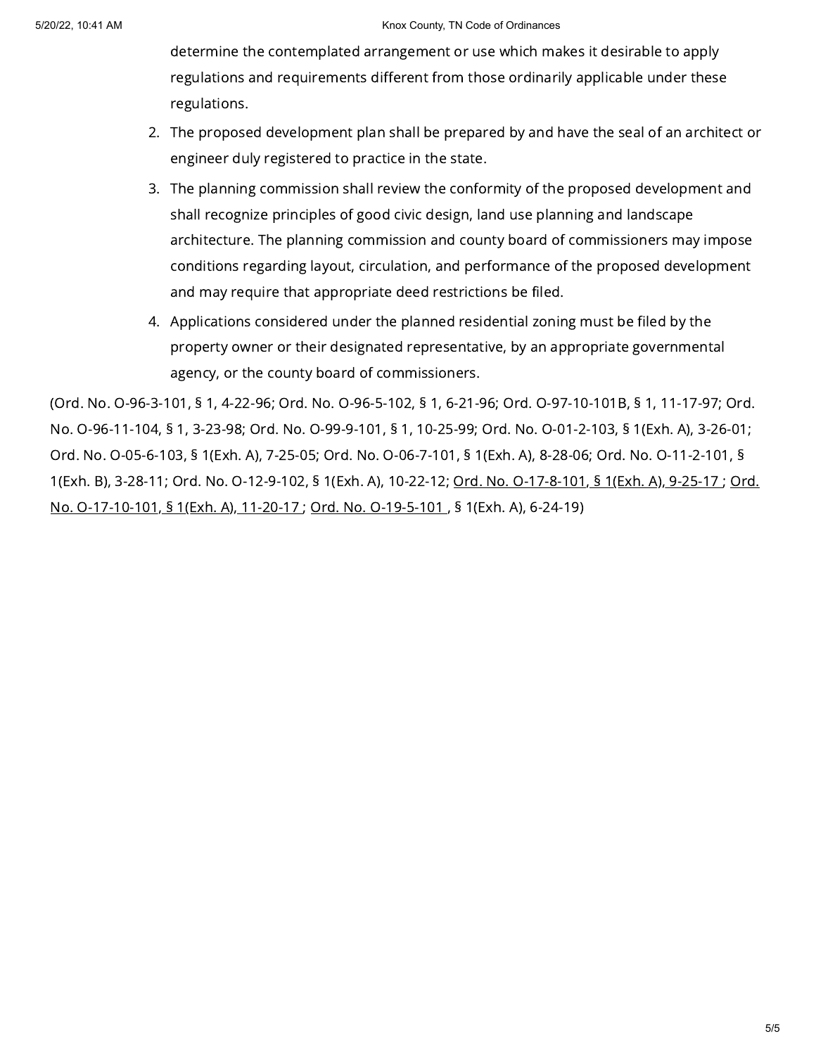determine the contemplated arrangement or use which makes it desirable to apply regulations and requirements different from those ordinarily applicable under these regulations.

2. The proposed development plan shall be prepared by and have the seal of an architect or engineer duly registered to practice in the state.
3. The planning commission shall review the conformity of the proposed development and shall recognize principles of good civic design, land use planning and landscape architecture. The planning commission and county board of commissioners may impose conditions regarding layout, circulation, and performance of the proposed development and may require that appropriate deed restrictions be filed.
4. Applications considered under the planned residential zoning must be filed by the property owner or their designated representative, by an appropriate governmental agency, or the county board of commissioners.

(Ord. No. O-96-3-101, § 1, 4-22-96; Ord. No. O-96-5-102, § 1, 6-21-96; Ord. O-97-10-101B, § 1, 11-17-97; Ord. No. O-96-11-104, § 1, 3-23-98; Ord. No. O-99-9-101, § 1, 10-25-99; Ord. No. O-01-2-103, § 1(Exh. A), 3-26-01; Ord. No. O-05-6-103, § 1(Exh. A), 7-25-05; Ord. No. O-06-7-101, § 1(Exh. A), 8-28-06; Ord. No. O-11-2-101, § 1(Exh. B), 3-28-11; Ord. No. O-12-9-102, § 1(Exh. A), 10-22-12; Ord. No. O-17-8-101, § 1(Exh. A), 9-25-17 ; Ord. No. O-17-10-101, § 1(Exh. A), 11-20-17 ; Ord. No. O-19-5-101 , § 1(Exh. A), 6-24-19)